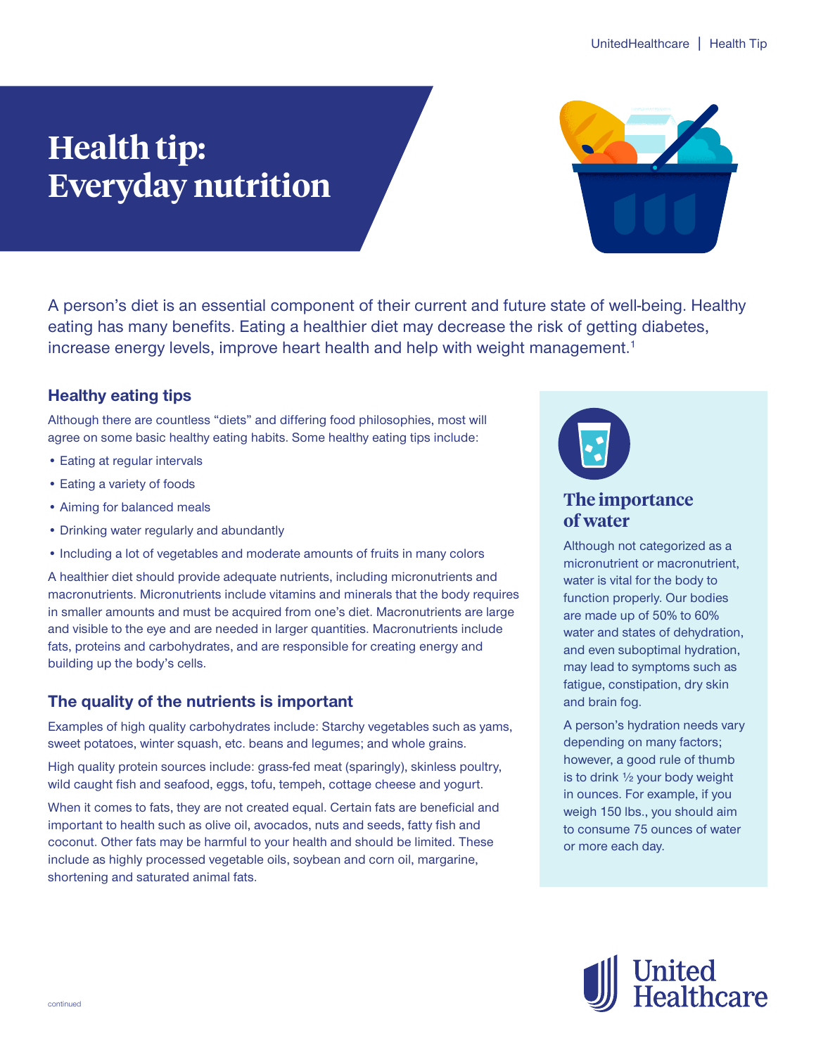# Health tip: Everyday nutrition

A person's diet is an essential component of their current and future state of well-being. Healthy eating has many benefits. Eating a healthier diet may decrease the risk of getting diabetes, increase energy levels, improve heart health and help with weight management.[1]

## Healthy eating tips

Although there are countless "diets" and differing food philosophies, most will agree on some basic healthy eating habits. Some healthy eating tips include:

- Eating at regular intervals
- Eating a variety of foods
- Aiming for balanced meals
- Drinking water regularly and abundantly
- Including a lot of vegetables and moderate amounts of fruits in many colors

A healthier diet should provide adequate nutrients, including micronutrients and macronutrients. Micronutrients include vitamins and minerals that the body requires in smaller amounts and must be acquired from one's diet. Macronutrients are large and visible to the eye and are needed in larger quantities. Macronutrients include fats, proteins and carbohydrates, and are responsible for creating energy and building up the body's cells.

## The quality of the nutrients is important

Examples of high quality carbohydrates include: Starchy vegetables such as yams, sweet potatoes, winter squash, etc. beans and legumes; and whole grains.

High quality protein sources include: grass-fed meat (sparingly), skinless poultry, wild caught fish and seafood, eggs, tofu, tempeh, cottage cheese and yogurt.

When it comes to fats, they are not created equal. Certain fats are beneficial and important to health such as olive oil, avocados, nuts and seeds, fatty fish and coconut. Other fats may be harmful to your health and should be limited. These include as highly processed vegetable oils, soybean and corn oil, margarine, shortening and saturated animal fats.

## The importance of water

Although not categorized as a micronutrient or macronutrient, water is vital for the body to function properly. Our bodies are made up of 50% to 60% water and states of dehydration, and even suboptimal hydration, may lead to symptoms such as fatigue, constipation, dry skin and brain fog.

A person's hydration needs vary depending on many factors; however, a good rule of thumb is to drink ½ your body weight in ounces. For example, if you weigh 150 lbs., you should aim to consume 75 ounces of water or more each day.

continued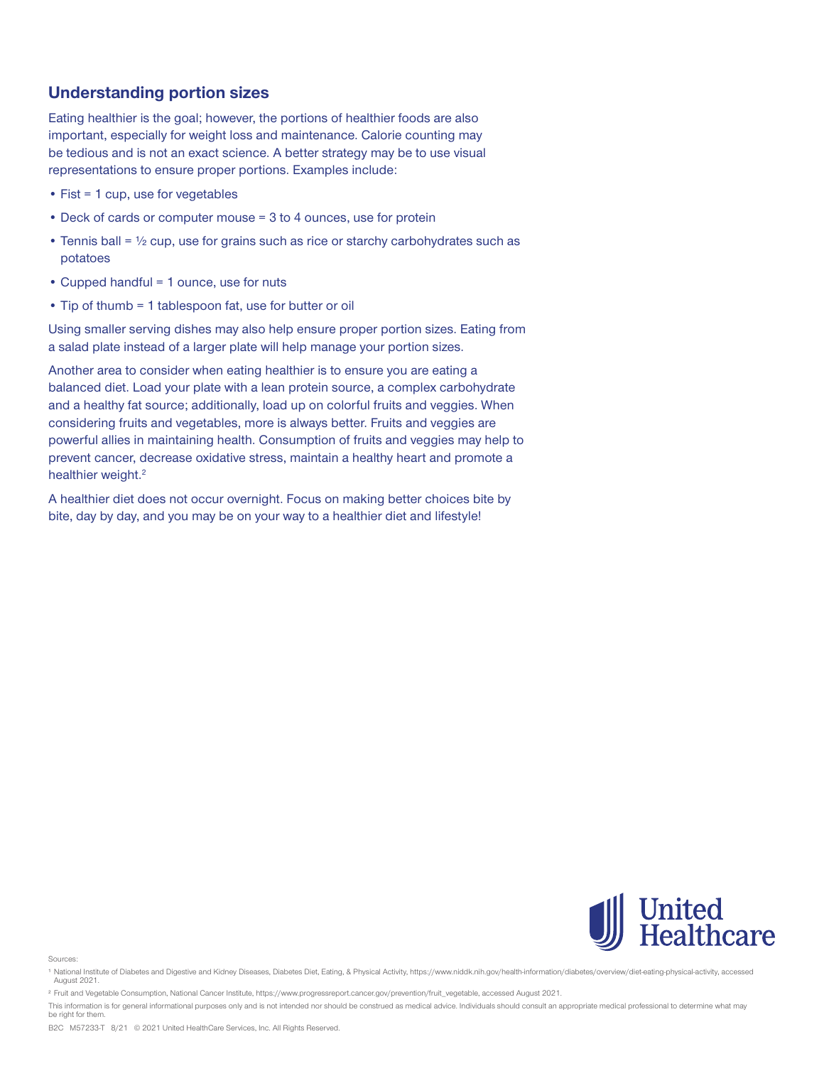## Understanding portion sizes

Eating healthier is the goal; however, the portions of healthier foods are also important, especially for weight loss and maintenance. Calorie counting may be tedious and is not an exact science. A better strategy may be to use visual representations to ensure proper portions. Examples include:

- Fist = 1 cup, use for vegetables
- Deck of cards or computer mouse = 3 to 4 ounces, use for protein
- Tennis ball = ½ cup, use for grains such as rice or starchy carbohydrates such as potatoes
- Cupped handful = 1 ounce, use for nuts
- Tip of thumb = 1 tablespoon fat, use for butter or oil

Using smaller serving dishes may also help ensure proper portion sizes. Eating from a salad plate instead of a larger plate will help manage your portion sizes.

Another area to consider when eating healthier is to ensure you are eating a balanced diet. Load your plate with a lean protein source, a complex carbohydrate and a healthy fat source; additionally, load up on colorful fruits and veggies. When considering fruits and vegetables, more is always better. Fruits and veggies are powerful allies in maintaining health. Consumption of fruits and veggies may help to prevent cancer, decrease oxidative stress, maintain a healthy heart and promote a healthier weight.[2]

A healthier diet does not occur overnight. Focus on making better choices bite by bite, day by day, and you may be on your way to a healthier diet and lifestyle!

United Healthcare

Sources:

[1] National Institute of Diabetes and Digestive and Kidney Diseases, Diabetes Diet, Eating, & Physical Activity, https://www.niddk.nih.gov/health-information/diabetes/overview/diet-eating-physical-activity, accessed August 2021.

[2] Fruit and Vegetable Consumption, National Cancer Institute, https://www.progressreport.cancer.gov/prevention/fruit_vegetable, accessed August 2021.

This information is for general informational purposes only and is not intended nor should be construed as medical advice. Individuals should consult an appropriate medical professional to determine what may be right for them.

B2C M57233-T 8/21 © 2021 United HealthCare Services, Inc. All Rights Reserved.